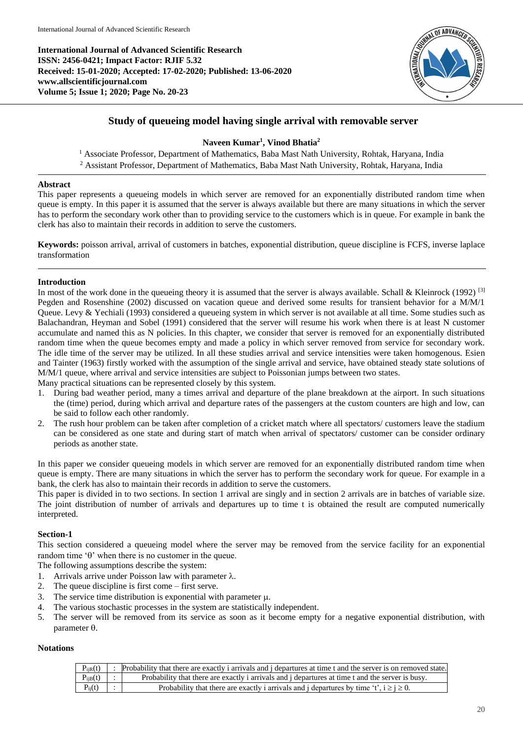**International Journal of Advanced Scientific Research**
**ISSN: 2456-0421; Impact Factor: RJIF 5.32**
**Received: 15-01-2020; Accepted: 17-02-2020; Published: 13-06-2020**
**www.allscientificjournal.com**
**Volume 5; Issue 1; 2020; Page No. 20-23**

# Study of queueing model having single arrival with removable server

**Naveen Kumar[1], Vinod Bhatia[2]**

[1] Associate Professor, Department of Mathematics, Baba Mast Nath University, Rohtak, Haryana, India
[2] Assistant Professor, Department of Mathematics, Baba Mast Nath University, Rohtak, Haryana, India

**Abstract**

This paper represents a queueing models in which server are removed for an exponentially distributed random time when queue is empty. In this paper it is assumed that the server is always available but there are many situations in which the server has to perform the secondary work other than to providing service to the customers which is in queue. For example in bank the clerk has also to maintain their records in addition to serve the customers.

**Keywords:** poisson arrival, arrival of customers in batches, exponential distribution, queue discipline is FCFS, inverse laplace transformation

## Introduction

In most of the work done in the queueing theory it is assumed that the server is always available. Schall & Kleinrock (1992) [3] Pegden and Rosenshine (2002) discussed on vacation queue and derived some results for transient behavior for a M/M/1 Queue. Levy & Yechiali (1993) considered a queueing system in which server is not available at all time. Some studies such as Balachandran, Heyman and Sobel (1991) considered that the server will resume his work when there is at least N customer accumulate and named this as N policies. In this chapter, we consider that server is removed for an exponentially distributed random time when the queue becomes empty and made a policy in which server removed from service for secondary work. The idle time of the server may be utilized. In all these studies arrival and service intensities were taken homogenous. Esien and Tainter (1963) firstly worked with the assumption of the single arrival and service, have obtained steady state solutions of M/M/1 queue, where arrival and service intensities are subject to Poissonian jumps between two states.

Many practical situations can be represented closely by this system.

1. During bad weather period, many a times arrival and departure of the plane breakdown at the airport. In such situations the (time) period, during which arrival and departure rates of the passengers at the custom counters are high and low, can be said to follow each other randomly.
2. The rush hour problem can be taken after completion of a cricket match where all spectators/ customers leave the stadium can be considered as one state and during start of match when arrival of spectators/ customer can be consider ordinary periods as another state.

In this paper we consider queueing models in which server are removed for an exponentially distributed random time when queue is empty. There are many situations in which the server has to perform the secondary work for queue. For example in a bank, the clerk has also to maintain their records in addition to serve the customers.

This paper is divided in to two sections. In section 1 arrival are singly and in section 2 arrivals are in batches of variable size. The joint distribution of number of arrivals and departures up to time t is obtained the result are computed numerically interpreted.

## Section-1

This section considered a queueing model where the server may be removed from the service facility for an exponential random time '$\theta$' when there is no customer in the queue.

The following assumptions describe the system:

1. Arrivals arrive under Poisson law with parameter $\lambda$.
2. The queue discipline is first come – first serve.
3. The service time distribution is exponential with parameter $\mu$.
4. The various stochastic processes in the system are statistically independent.
5. The server will be removed from its service as soon as it become empty for a negative exponential distribution, with parameter $\theta$.

### Notations

| | | |
|---|---|---|
| $P_{ijR}(t)$ | : | Probability that there are exactly i arrivals and j departures at time t and the server is on removed state. |
| $P_{ijB}(t)$ | : | Probability that there are exactly i arrivals and j departures at time t and the server is busy. |
| $P_{ij}(t)$ | : | Probability that there are exactly i arrivals and j departures by time 't', $i \geq j \geq 0$. |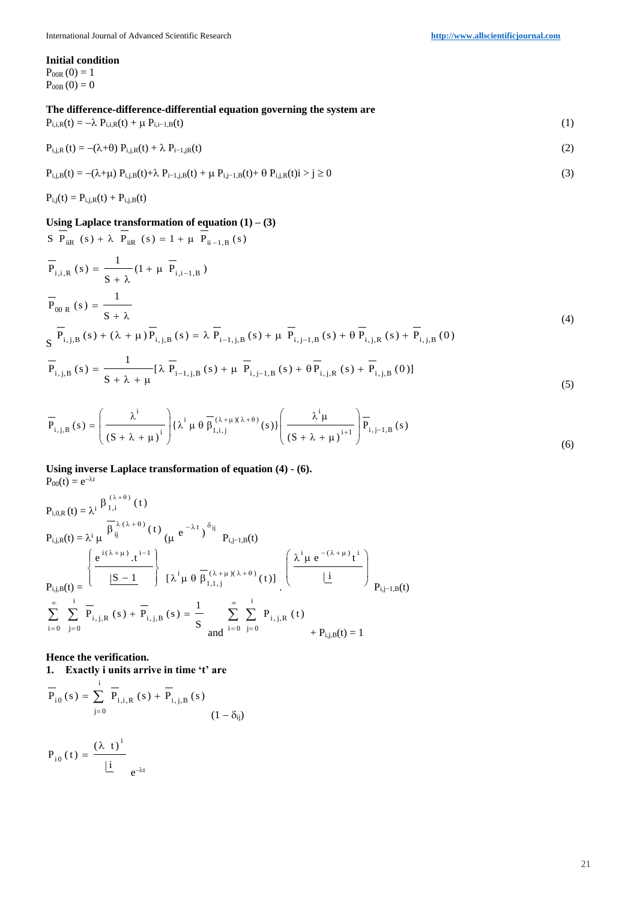**Initial condition**

$P_{00R}(0) = 1$

$P_{00B}(0) = 0$

**The difference-difference-differential equation governing the system are**

$$P_{i,i,R}(t) = -\lambda\, P_{i,i,R}(t) + \mu\, P_{i,i-1,B}(t) \tag{1}$$

$$P_{i,j,R}(t) = -(\lambda+\theta)\, P_{i,j,R}(t) + \lambda\, P_{i-1,jR}(t) \tag{2}$$

$$P_{i,j,B}(t) = -(\lambda+\mu)\, P_{i,j,B}(t) + \lambda\, P_{i-1,j,B}(t) + \mu\, P_{i,j-1,B}(t) + \theta\, P_{i,j,R}(t) \quad i > j \geq 0 \tag{3}$$

$$P_{i,j}(t) = P_{i,j,R}(t) + P_{i,j,B}(t)$$

**Using Laplace transformation of equation (1) – (3)**

$$S\,\overline{P}_{iiR}(s) + \lambda\,\overline{P}_{iiR}(s) = 1 + \mu\,\overline{P}_{ii-1,B}(s)$$

$$\overline{P}_{i,i,R}(s) = \frac{1}{S+\lambda}\left(1 + \mu\,\overline{P}_{i,i-1,B}\right)$$

$$\overline{P}_{00\,R}(s) = \frac{1}{S+\lambda} \tag{4}$$

$$S\,\overline{P}_{i,j,B}(s) + (\lambda+\mu)\overline{P}_{i,j,B}(s) = \lambda\,\overline{P}_{i-1,j,B}(s) + \mu\,\overline{P}_{i,j-1,B}(s) + \theta\,\overline{P}_{i,j,R}(s) + \overline{P}_{i,j,B}(0)$$

$$\overline{P}_{i,j,B}(s) = \frac{1}{S+\lambda+\mu}\left[\lambda\,\overline{P}_{i-1,j,B}(s) + \mu\,\overline{P}_{i,j-1,B}(s) + \theta\,\overline{P}_{i,j,R}(s) + \overline{P}_{i,j,B}(0)\right] \tag{5}$$

$$\overline{P}_{i,j,B}(s) = \left(\frac{\lambda^i}{(S+\lambda+\mu)^i}\right)\{\lambda^i\,\mu\,\theta\,\overline{\beta}_{1,i,j}^{(\lambda+\mu)(\lambda+\theta)}(s)\}\left(\frac{\lambda^i\mu}{(S+\lambda+\mu)^{i+1}}\right)\overline{P}_{i,j-1,B}(s) \tag{6}$$

**Using inverse Laplace transformation of equation (4) - (6).**

$P_{00}(t) = e^{-\lambda t}$

$$P_{i,0,R}(t) = \lambda^i\,\beta_{1,i}^{(\lambda+\theta)}(t)$$

$$P_{i,j,R}(t) = \lambda^i\,\mu\,\overline{\beta}_{ij}^{\lambda(\lambda+\theta)}(t)\,\left(\mu\, e^{-\lambda t}\right)^{\delta_{ij}}\,P_{i,j-1,B}(t)$$

$$P_{i,j,B}(t) = \left\{\frac{e^{i(\lambda+\mu)}.t^{i-1}}{\underline{|S-1}}\right\}\left[\lambda^i\mu\,\theta\,\overline{\beta}_{1,1,j}^{(\lambda+\mu)(\lambda+\theta)}(t)\right].\left(\frac{\lambda^i\mu\, e^{-(\lambda+\mu)}t^i}{\underline{|i}}\right)P_{i,j-1,B}(t)$$

$$\sum_{i=0}^{\infty}\sum_{j=0}^{i}\overline{P}_{i,j,R}(s) + \overline{P}_{i,j,B}(s) = \frac{1}{S} \quad \text{and} \quad \sum_{i=0}^{\infty}\sum_{j=0}^{i}P_{i,j,R}(t) + P_{i,j,B}(t) = 1$$

**Hence the verification.**

1. **Exactly i units arrive in time 't' are**

$$\overline{P}_{i0}(s) = \sum_{j=0}^{i}\overline{P}_{i,i,R}(s) + \overline{P}_{i,j,B}(s)\,(1-\delta_{ij})$$

$$P_{i0}(t) = \frac{(\lambda\, t)^i}{\underline{|i}}\,e^{-\lambda t}$$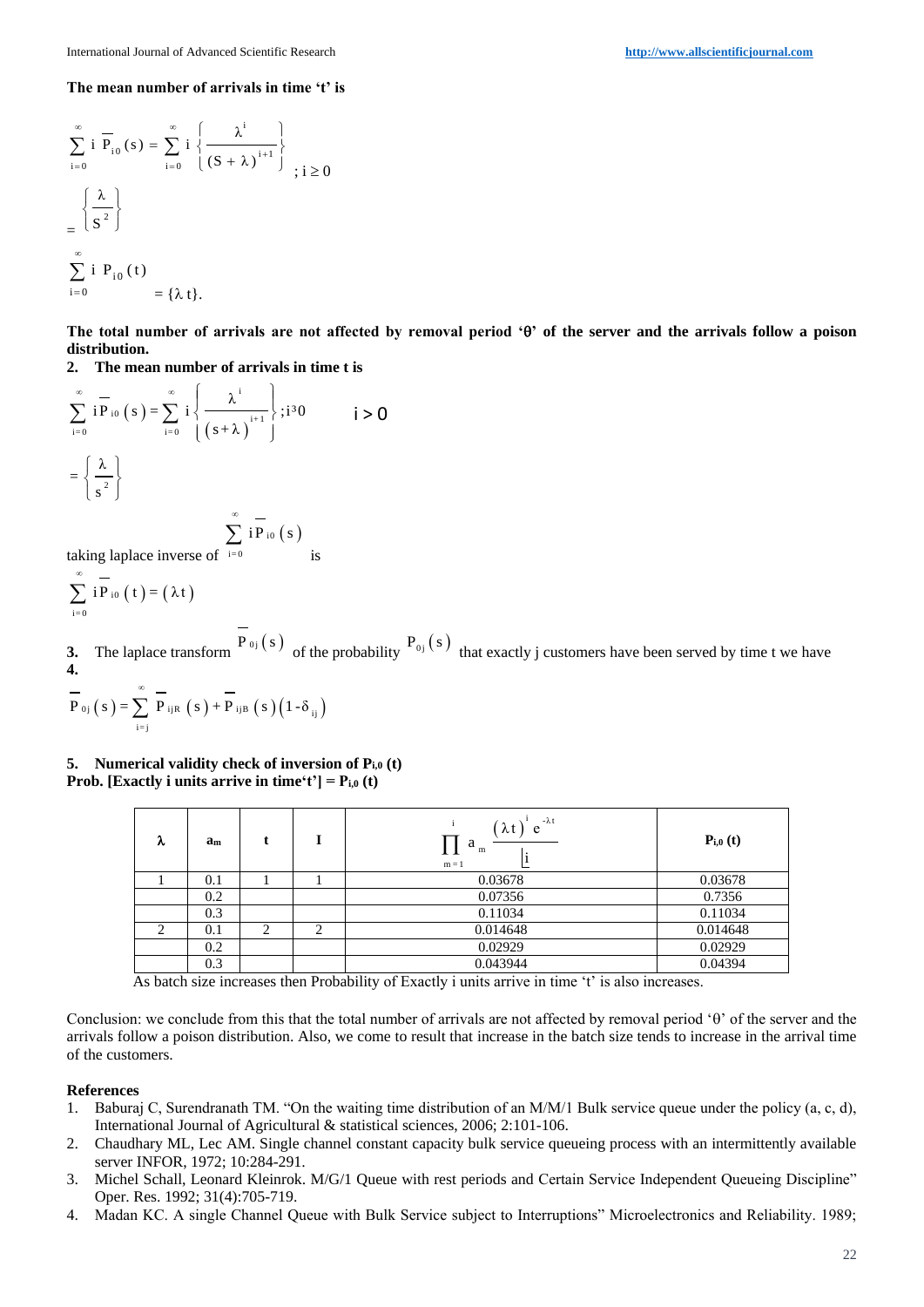**The mean number of arrivals in time 't' is**

$$\sum_{i=0}^{\infty} i\ \overline{P}_{i0}(s) = \sum_{i=0}^{\infty} i \left\{ \frac{\lambda^{i}}{(S+\lambda)^{i+1}} \right\} \ ; i \geq 0$$

$$= \left\{ \frac{\lambda}{S^{2}} \right\}$$

$$\sum_{i=0}^{\infty} i\ P_{i0}(t) = \{\lambda\, t\}.$$

**The total number of arrivals are not affected by removal period 'θ' of the server and the arrivals follow a poison distribution.**

2. **The mean number of arrivals in time t is**

$$\sum_{i=0}^{\infty} i\overline{P}_{i0}(s) = \sum_{i=0}^{\infty} i \left\{ \frac{\lambda^{i}}{(s+\lambda)^{i+1}} \right\} ; i^{3}0 \qquad i > 0$$

$$= \left\{ \frac{\lambda}{s^{2}} \right\}$$

taking laplace inverse of $\sum_{i=0}^{\infty} i\overline{P}_{i0}(s)$ is

$$\sum_{i=0}^{\infty} i\overline{P}_{i0}(t) = (\lambda t)$$

3. The laplace transform $\overline{P}_{0j}(s)$ of the probability $P_{0j}(s)$ that exactly j customers have been served by time t we have
4. 

$$\overline{P}_{0j}(s) = \sum_{i=j}^{\infty} \overline{P}_{ijR}(s) + \overline{P}_{ijB}(s)\left(1-\delta_{ij}\right)$$

5. **Numerical validity check of inversion of $P_{i,0}(t)$**

**Prob. [Exactly i units arrive in time't'] = $P_{i,0}(t)$**

| λ | $a_m$ | t | I | $\prod_{m=1}^{i} a_m \frac{(\lambda t)^{i} e^{-\lambda t}}{\lfloor i}$ | $P_{i,0}(t)$ |
|---|---|---|---|---|---|
| 1 | 0.1 | 1 | 1 | 0.03678 | 0.03678 |
| | 0.2 | | | 0.07356 | 0.7356 |
| | 0.3 | | | 0.11034 | 0.11034 |
| 2 | 0.1 | 2 | 2 | 0.014648 | 0.014648 |
| | 0.2 | | | 0.02929 | 0.02929 |
| | 0.3 | | | 0.043944 | 0.04394 |

As batch size increases then Probability of Exactly i units arrive in time 't' is also increases.

Conclusion: we conclude from this that the total number of arrivals are not affected by removal period 'θ' of the server and the arrivals follow a poison distribution. Also, we come to result that increase in the batch size tends to increase in the arrival time of the customers.

**References**

1. Baburaj C, Surendranath TM. "On the waiting time distribution of an M/M/1 Bulk service queue under the policy (a, c, d), International Journal of Agricultural & statistical sciences, 2006; 2:101-106.
2. Chaudhary ML, Lec AM. Single channel constant capacity bulk service queueing process with an intermittently available server INFOR, 1972; 10:284-291.
3. Michel Schall, Leonard Kleinrok. M/G/1 Queue with rest periods and Certain Service Independent Queueing Discipline" Oper. Res. 1992; 31(4):705-719.
4. Madan KC. A single Channel Queue with Bulk Service subject to Interruptions" Microelectronics and Reliability. 1989;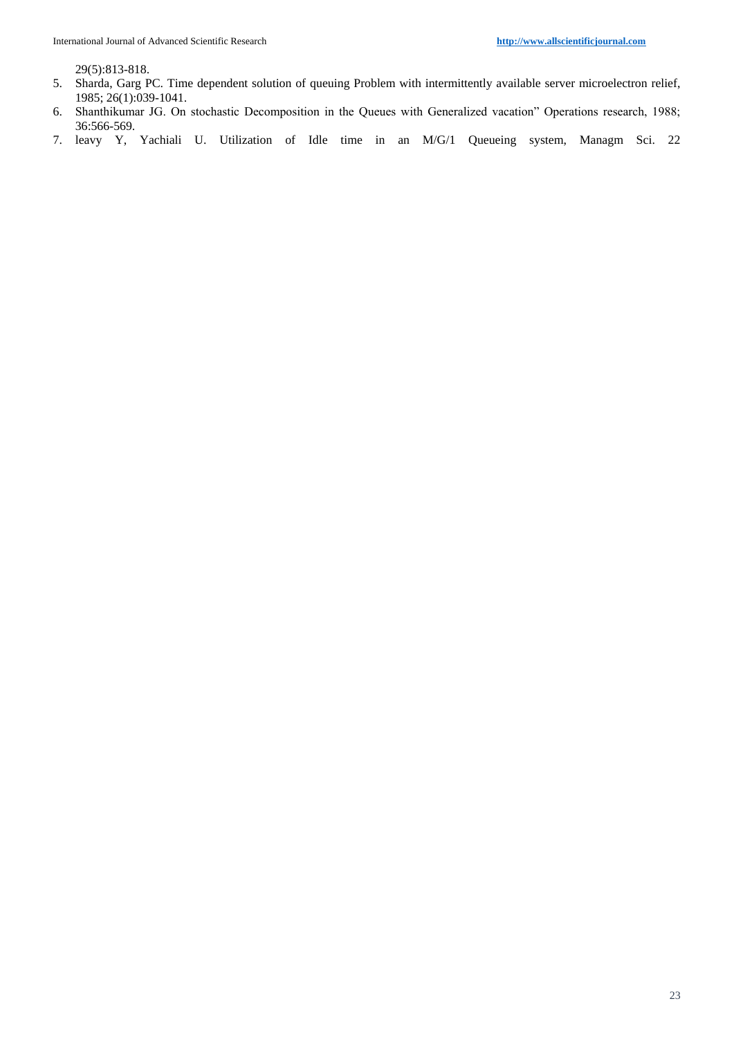29(5):813-818.

5. Sharda, Garg PC. Time dependent solution of queuing Problem with intermittently available server microelectron relief, 1985; 26(1):039-1041.
6. Shanthikumar JG. On stochastic Decomposition in the Queues with Generalized vacation" Operations research, 1988; 36:566-569.
7. leavy Y, Yachiali U. Utilization of Idle time in an M/G/1 Queueing system, Managm Sci. 22